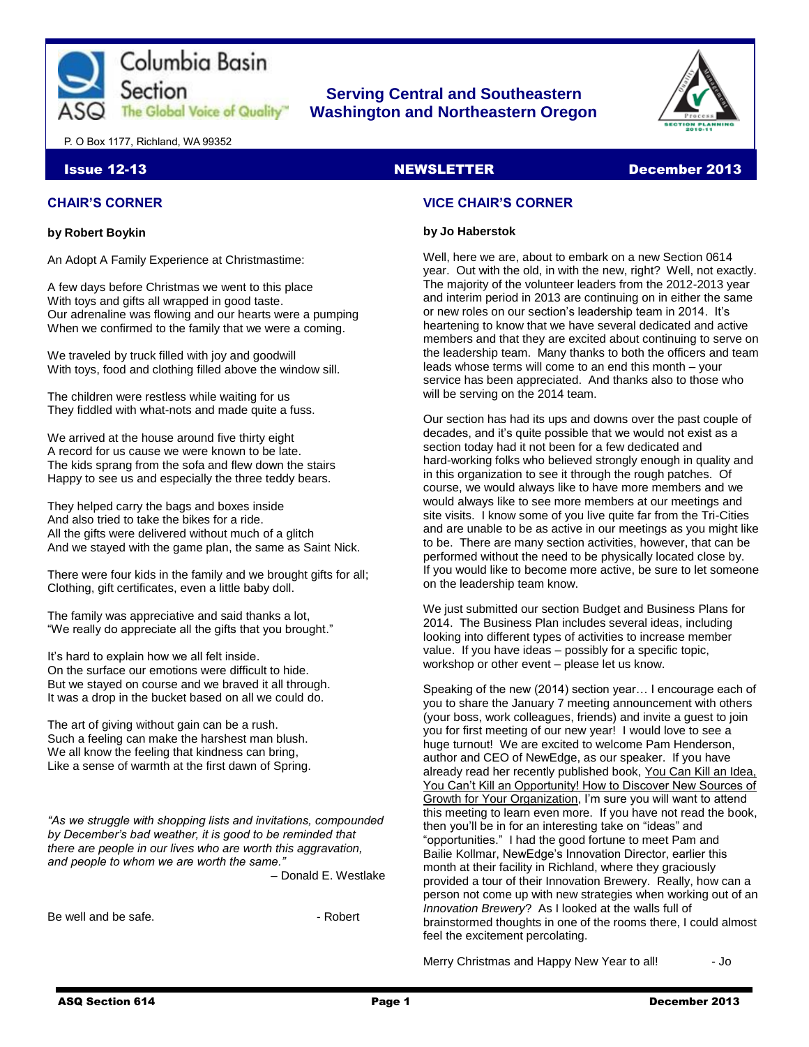Columbia Basin Section

ASQ The Global Voice of Quality™

P. O Box 1177, Richland, WA 99352

**Serving Central and Southeastern Washington and Northeastern Oregon**

**Issue 12-13** | **NEWSLETTER** | **December 2013**

## CHAIR'S CORNER

**by Robert Boykin**

An Adopt A Family Experience at Christmastime:

A few days before Christmas we went to this place
With toys and gifts all wrapped in good taste.
Our adrenaline was flowing and our hearts were a pumping
When we confirmed to the family that we were a coming.

We traveled by truck filled with joy and goodwill
With toys, food and clothing filled above the window sill.

The children were restless while waiting for us
They fiddled with what-nots and made quite a fuss.

We arrived at the house around five thirty eight
A record for us cause we were known to be late.
The kids sprang from the sofa and flew down the stairs
Happy to see us and especially the three teddy bears.

They helped carry the bags and boxes inside
And also tried to take the bikes for a ride.
All the gifts were delivered without much of a glitch
And we stayed with the game plan, the same as Saint Nick.

There were four kids in the family and we brought gifts for all;
Clothing, gift certificates, even a little baby doll.

The family was appreciative and said thanks a lot,
"We really do appreciate all the gifts that you brought."

It's hard to explain how we all felt inside.
On the surface our emotions were difficult to hide.
But we stayed on course and we braved it all through.
It was a drop in the bucket based on all we could do.

The art of giving without gain can be a rush.
Such a feeling can make the harshest man blush.
We all know the feeling that kindness can bring,
Like a sense of warmth at the first dawn of Spring.

*"As we struggle with shopping lists and invitations, compounded by December's bad weather, it is good to be reminded that there are people in our lives who are worth this aggravation, and people to whom we are worth the same."*

– Donald E. Westlake

Be well and be safe. - Robert

## VICE CHAIR'S CORNER

**by Jo Haberstok**

Well, here we are, about to embark on a new Section 0614 year. Out with the old, in with the new, right? Well, not exactly. The majority of the volunteer leaders from the 2012-2013 year and interim period in 2013 are continuing on in either the same or new roles on our section's leadership team in 2014. It's heartening to know that we have several dedicated and active members and that they are excited about continuing to serve on the leadership team. Many thanks to both the officers and team leads whose terms will come to an end this month – your service has been appreciated. And thanks also to those who will be serving on the 2014 team.

Our section has had its ups and downs over the past couple of decades, and it's quite possible that we would not exist as a section today had it not been for a few dedicated and hard-working folks who believed strongly enough in quality and in this organization to see it through the rough patches. Of course, we would always like to have more members and we would always like to see more members at our meetings and site visits. I know some of you live quite far from the Tri-Cities and are unable to be as active in our meetings as you might like to be. There are many section activities, however, that can be performed without the need to be physically located close by. If you would like to become more active, be sure to let someone on the leadership team know.

We just submitted our section Budget and Business Plans for 2014. The Business Plan includes several ideas, including looking into different types of activities to increase member value. If you have ideas – possibly for a specific topic, workshop or other event – please let us know.

Speaking of the new (2014) section year… I encourage each of you to share the January 7 meeting announcement with others (your boss, work colleagues, friends) and invite a guest to join you for first meeting of our new year! I would love to see a huge turnout! We are excited to welcome Pam Henderson, author and CEO of NewEdge, as our speaker. If you have already read her recently published book, You Can Kill an Idea, You Can't Kill an Opportunity! How to Discover New Sources of Growth for Your Organization, I'm sure you will want to attend this meeting to learn even more. If you have not read the book, then you'll be in for an interesting take on "ideas" and "opportunities." I had the good fortune to meet Pam and Bailie Kollmar, NewEdge's Innovation Director, earlier this month at their facility in Richland, where they graciously provided a tour of their Innovation Brewery. Really, how can a person not come up with new strategies when working out of an *Innovation Brewery*? As I looked at the walls full of brainstormed thoughts in one of the rooms there, I could almost feel the excitement percolating.

Merry Christmas and Happy New Year to all! - Jo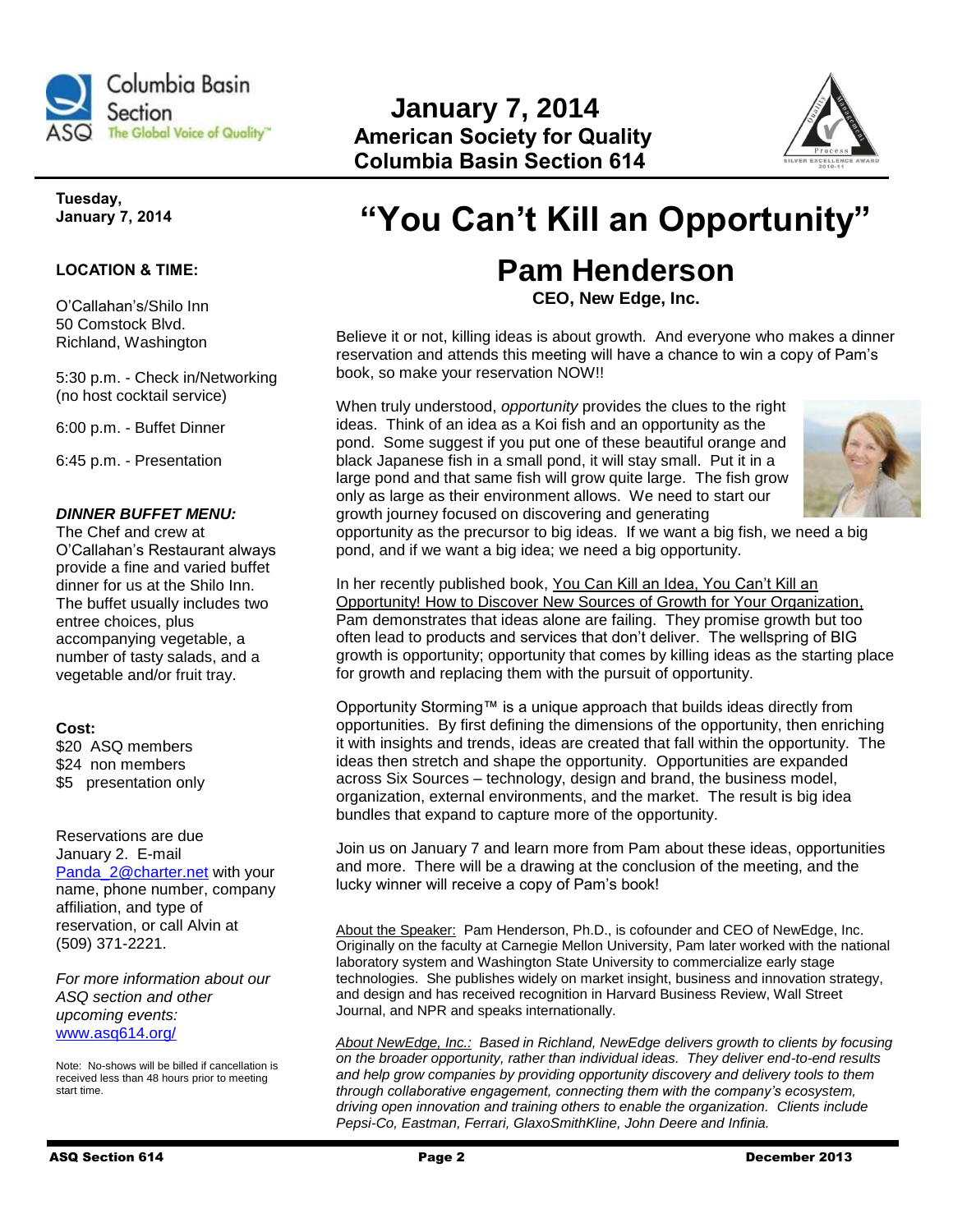# January 7, 2014

**American Society for Quality**
**Columbia Basin Section 614**

**Tuesday, January 7, 2014**

**LOCATION & TIME:**

O'Callahan's/Shilo Inn
50 Comstock Blvd.
Richland, Washington

5:30 p.m. - Check in/Networking (no host cocktail service)

6:00 p.m. - Buffet Dinner

6:45 p.m. - Presentation

***DINNER BUFFET MENU:***
The Chef and crew at O'Callahan's Restaurant always provide a fine and varied buffet dinner for us at the Shilo Inn. The buffet usually includes two entree choices, plus accompanying vegetable, a number of tasty salads, and a vegetable and/or fruit tray.

**Cost:**
$20 ASQ members
$24 non members
$5 presentation only

Reservations are due January 2. E-mail Panda_2@charter.net with your name, phone number, company affiliation, and type of reservation, or call Alvin at (509) 371-2221.

*For more information about our ASQ section and other upcoming events:* www.asq614.org/

Note: No-shows will be billed if cancellation is received less than 48 hours prior to meeting start time.

# "You Can't Kill an Opportunity"

## Pam Henderson

**CEO, New Edge, Inc.**

Believe it or not, killing ideas is about growth. And everyone who makes a dinner reservation and attends this meeting will have a chance to win a copy of Pam's book, so make your reservation NOW!!

When truly understood, *opportunity* provides the clues to the right ideas. Think of an idea as a Koi fish and an opportunity as the pond. Some suggest if you put one of these beautiful orange and black Japanese fish in a small pond, it will stay small. Put it in a large pond and that same fish will grow quite large. The fish grow only as large as their environment allows. We need to start our growth journey focused on discovering and generating opportunity as the precursor to big ideas. If we want a big fish, we need a big pond, and if we want a big idea; we need a big opportunity.

In her recently published book, You Can Kill an Idea, You Can't Kill an Opportunity! How to Discover New Sources of Growth for Your Organization, Pam demonstrates that ideas alone are failing. They promise growth but too often lead to products and services that don't deliver. The wellspring of BIG growth is opportunity; opportunity that comes by killing ideas as the starting place for growth and replacing them with the pursuit of opportunity.

Opportunity Storming™ is a unique approach that builds ideas directly from opportunities. By first defining the dimensions of the opportunity, then enriching it with insights and trends, ideas are created that fall within the opportunity. The ideas then stretch and shape the opportunity. Opportunities are expanded across Six Sources – technology, design and brand, the business model, organization, external environments, and the market. The result is big idea bundles that expand to capture more of the opportunity.

Join us on January 7 and learn more from Pam about these ideas, opportunities and more. There will be a drawing at the conclusion of the meeting, and the lucky winner will receive a copy of Pam's book!

About the Speaker: Pam Henderson, Ph.D., is cofounder and CEO of NewEdge, Inc. Originally on the faculty at Carnegie Mellon University, Pam later worked with the national laboratory system and Washington State University to commercialize early stage technologies. She publishes widely on market insight, business and innovation strategy, and design and has received recognition in Harvard Business Review, Wall Street Journal, and NPR and speaks internationally.

*About NewEdge, Inc.: Based in Richland, NewEdge delivers growth to clients by focusing on the broader opportunity, rather than individual ideas. They deliver end-to-end results and help grow companies by providing opportunity discovery and delivery tools to them through collaborative engagement, connecting them with the company's ecosystem, driving open innovation and training others to enable the organization. Clients include Pepsi-Co, Eastman, Ferrari, GlaxoSmithKline, John Deere and Infinia.*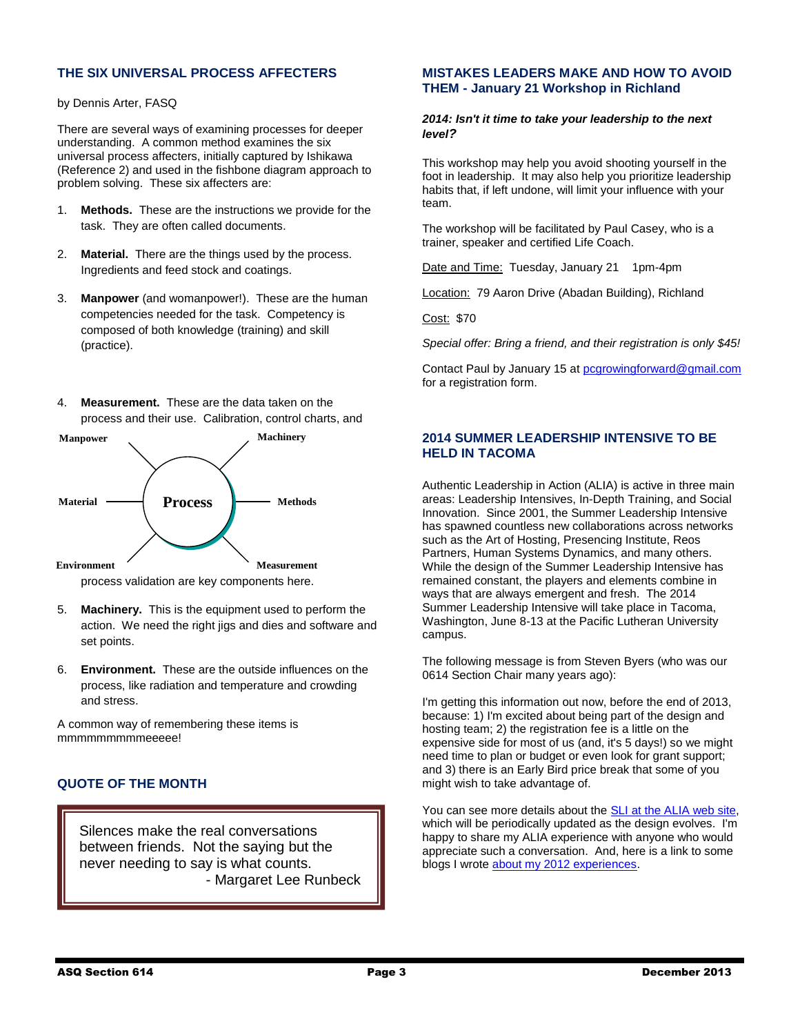## THE SIX UNIVERSAL PROCESS AFFECTERS

by Dennis Arter, FASQ

There are several ways of examining processes for deeper understanding. A common method examines the six universal process affecters, initially captured by Ishikawa (Reference 2) and used in the fishbone diagram approach to problem solving. These six affecters are:

1. **Methods.** These are the instructions we provide for the task. They are often called documents.
2. **Material.** There are the things used by the process. Ingredients and feed stock and coatings.
3. **Manpower** (and womanpower!). These are the human competencies needed for the task. Competency is composed of both knowledge (training) and skill (practice).
4. **Measurement.** These are the data taken on the process and their use. Calibration, control charts, and process validation are key components here.

Manpower — Machinery — Material — **Process** — Methods — Environment — Measurement

5. **Machinery.** This is the equipment used to perform the action. We need the right jigs and dies and software and set points.
6. **Environment.** These are the outside influences on the process, like radiation and temperature and crowding and stress.

A common way of remembering these items is mmmmmmmmmeeeee!

## QUOTE OF THE MONTH

> Silences make the real conversations between friends. Not the saying but the never needing to say is what counts.
> - Margaret Lee Runbeck

## MISTAKES LEADERS MAKE AND HOW TO AVOID THEM - January 21 Workshop in Richland

***2014: Isn't it time to take your leadership to the next level?***

This workshop may help you avoid shooting yourself in the foot in leadership. It may also help you prioritize leadership habits that, if left undone, will limit your influence with your team.

The workshop will be facilitated by Paul Casey, who is a trainer, speaker and certified Life Coach.

Date and Time: Tuesday, January 21 1pm-4pm

Location: 79 Aaron Drive (Abadan Building), Richland

Cost: $70

*Special offer: Bring a friend, and their registration is only $45!*

Contact Paul by January 15 at pcgrowingforward@gmail.com for a registration form.

## 2014 SUMMER LEADERSHIP INTENSIVE TO BE HELD IN TACOMA

Authentic Leadership in Action (ALIA) is active in three main areas: Leadership Intensives, In-Depth Training, and Social Innovation. Since 2001, the Summer Leadership Intensive has spawned countless new collaborations across networks such as the Art of Hosting, Presencing Institute, Reos Partners, Human Systems Dynamics, and many others. While the design of the Summer Leadership Intensive has remained constant, the players and elements combine in ways that are always emergent and fresh. The 2014 Summer Leadership Intensive will take place in Tacoma, Washington, June 8-13 at the Pacific Lutheran University campus.

The following message is from Steven Byers (who was our 0614 Section Chair many years ago):

I'm getting this information out now, before the end of 2013, because: 1) I'm excited about being part of the design and hosting team; 2) the registration fee is a little on the expensive side for most of us (and, it's 5 days!) so we might need time to plan or budget or even look for grant support; and 3) there is an Early Bird price break that some of you might wish to take advantage of.

You can see more details about the SLI at the ALIA web site, which will be periodically updated as the design evolves. I'm happy to share my ALIA experience with anyone who would appreciate such a conversation. And, here is a link to some blogs I wrote about my 2012 experiences.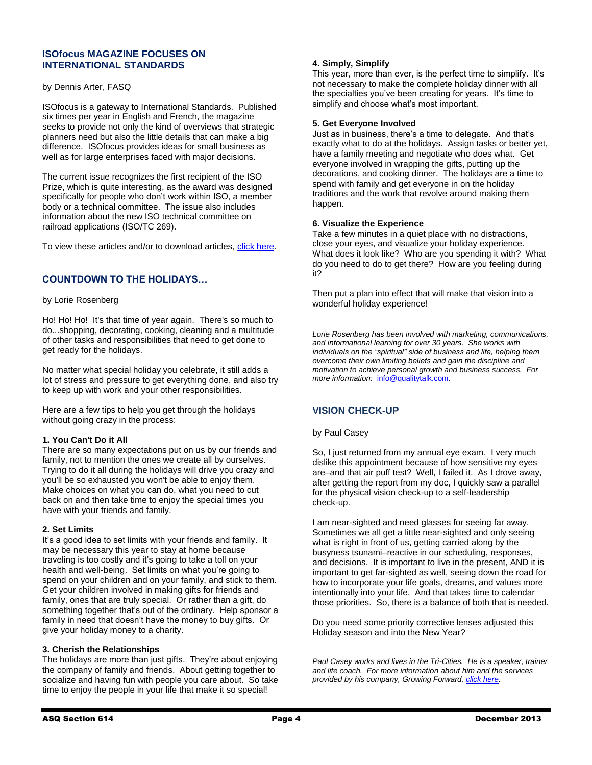## ISOfocus MAGAZINE FOCUSES ON INTERNATIONAL STANDARDS

by Dennis Arter, FASQ

ISOfocus is a gateway to International Standards. Published six times per year in English and French, the magazine seeks to provide not only the kind of overviews that strategic planners need but also the little details that can make a big difference. ISOfocus provides ideas for small business as well as for large enterprises faced with major decisions.

The current issue recognizes the first recipient of the ISO Prize, which is quite interesting, as the award was designed specifically for people who don't work within ISO, a member body or a technical committee. The issue also includes information about the new ISO technical committee on railroad applications (ISO/TC 269).

To view these articles and/or to download articles, click here.

## COUNTDOWN TO THE HOLIDAYS…

by Lorie Rosenberg

Ho! Ho! Ho! It's that time of year again. There's so much to do...shopping, decorating, cooking, cleaning and a multitude of other tasks and responsibilities that need to get done to get ready for the holidays.

No matter what special holiday you celebrate, it still adds a lot of stress and pressure to get everything done, and also try to keep up with work and your other responsibilities.

Here are a few tips to help you get through the holidays without going crazy in the process:

**1. You Can't Do it All**
There are so many expectations put on us by our friends and family, not to mention the ones we create all by ourselves. Trying to do it all during the holidays will drive you crazy and you'll be so exhausted you won't be able to enjoy them. Make choices on what you can do, what you need to cut back on and then take time to enjoy the special times you have with your friends and family.

**2. Set Limits**
It's a good idea to set limits with your friends and family. It may be necessary this year to stay at home because traveling is too costly and it's going to take a toll on your health and well-being. Set limits on what you're going to spend on your children and on your family, and stick to them. Get your children involved in making gifts for friends and family, ones that are truly special. Or rather than a gift, do something together that's out of the ordinary. Help sponsor a family in need that doesn't have the money to buy gifts. Or give your holiday money to a charity.

**3. Cherish the Relationships**
The holidays are more than just gifts. They're about enjoying the company of family and friends. About getting together to socialize and having fun with people you care about. So take time to enjoy the people in your life that make it so special!

**4. Simply, Simplify**
This year, more than ever, is the perfect time to simplify. It's not necessary to make the complete holiday dinner with all the specialties you've been creating for years. It's time to simplify and choose what's most important.

**5. Get Everyone Involved**
Just as in business, there's a time to delegate. And that's exactly what to do at the holidays. Assign tasks or better yet, have a family meeting and negotiate who does what. Get everyone involved in wrapping the gifts, putting up the decorations, and cooking dinner. The holidays are a time to spend with family and get everyone in on the holiday traditions and the work that revolve around making them happen.

**6. Visualize the Experience**
Take a few minutes in a quiet place with no distractions, close your eyes, and visualize your holiday experience. What does it look like? Who are you spending it with? What do you need to do to get there? How are you feeling during it?

Then put a plan into effect that will make that vision into a wonderful holiday experience!

*Lorie Rosenberg has been involved with marketing, communications, and informational learning for over 30 years. She works with individuals on the "spiritual" side of business and life, helping them overcome their own limiting beliefs and gain the discipline and motivation to achieve personal growth and business success. For more information:* info@qualitytalk.com*.*

## VISION CHECK-UP

by Paul Casey

So, I just returned from my annual eye exam. I very much dislike this appointment because of how sensitive my eyes are–and that air puff test? Well, I failed it. As I drove away, after getting the report from my doc, I quickly saw a parallel for the physical vision check-up to a self-leadership check-up.

I am near-sighted and need glasses for seeing far away. Sometimes we all get a little near-sighted and only seeing what is right in front of us, getting carried along by the busyness tsunami–reactive in our scheduling, responses, and decisions. It is important to live in the present, AND it is important to get far-sighted as well, seeing down the road for how to incorporate your life goals, dreams, and values more intentionally into your life. And that takes time to calendar those priorities. So, there is a balance of both that is needed.

Do you need some priority corrective lenses adjusted this Holiday season and into the New Year?

*Paul Casey works and lives in the Tri-Cities. He is a speaker, trainer and life coach. For more information about him and the services provided by his company, Growing Forward, click here.*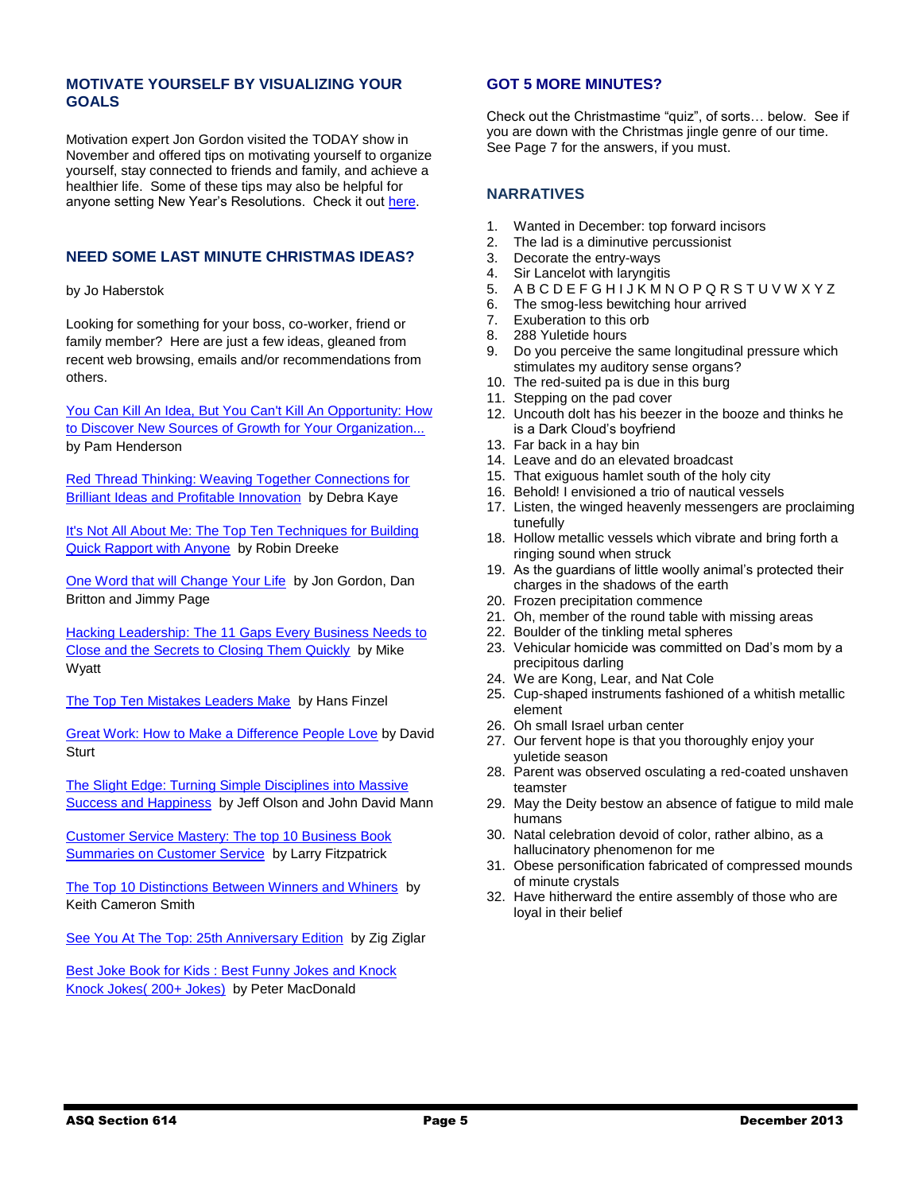## MOTIVATE YOURSELF BY VISUALIZING YOUR GOALS

Motivation expert Jon Gordon visited the TODAY show in November and offered tips on motivating yourself to organize yourself, stay connected to friends and family, and achieve a healthier life. Some of these tips may also be helpful for anyone setting New Year's Resolutions. Check it out here.

## NEED SOME LAST MINUTE CHRISTMAS IDEAS?

by Jo Haberstok

Looking for something for your boss, co-worker, friend or family member? Here are just a few ideas, gleaned from recent web browsing, emails and/or recommendations from others.

You Can Kill An Idea, But You Can't Kill An Opportunity: How to Discover New Sources of Growth for Your Organization... by Pam Henderson

Red Thread Thinking: Weaving Together Connections for Brilliant Ideas and Profitable Innovation by Debra Kaye

It's Not All About Me: The Top Ten Techniques for Building Quick Rapport with Anyone by Robin Dreeke

One Word that will Change Your Life by Jon Gordon, Dan Britton and Jimmy Page

Hacking Leadership: The 11 Gaps Every Business Needs to Close and the Secrets to Closing Them Quickly by Mike Wyatt

The Top Ten Mistakes Leaders Make by Hans Finzel

Great Work: How to Make a Difference People Love by David Sturt

The Slight Edge: Turning Simple Disciplines into Massive Success and Happiness by Jeff Olson and John David Mann

Customer Service Mastery: The top 10 Business Book Summaries on Customer Service by Larry Fitzpatrick

The Top 10 Distinctions Between Winners and Whiners by Keith Cameron Smith

See You At The Top: 25th Anniversary Edition by Zig Ziglar

Best Joke Book for Kids : Best Funny Jokes and Knock Knock Jokes( 200+ Jokes) by Peter MacDonald

## GOT 5 MORE MINUTES?

Check out the Christmastime "quiz", of sorts… below. See if you are down with the Christmas jingle genre of our time. See Page 7 for the answers, if you must.

## NARRATIVES

1. Wanted in December: top forward incisors
2. The lad is a diminutive percussionist
3. Decorate the entry-ways
4. Sir Lancelot with laryngitis
5. A B C D E F G H I J K M N O P Q R S T U V W X Y Z
6. The smog-less bewitching hour arrived
7. Exuberation to this orb
8. 288 Yuletide hours
9. Do you perceive the same longitudinal pressure which stimulates my auditory sense organs?
10. The red-suited pa is due in this burg
11. Stepping on the pad cover
12. Uncouth dolt has his beezer in the booze and thinks he is a Dark Cloud's boyfriend
13. Far back in a hay bin
14. Leave and do an elevated broadcast
15. That exiguous hamlet south of the holy city
16. Behold! I envisioned a trio of nautical vessels
17. Listen, the winged heavenly messengers are proclaiming tunefully
18. Hollow metallic vessels which vibrate and bring forth a ringing sound when struck
19. As the guardians of little woolly animal's protected their charges in the shadows of the earth
20. Frozen precipitation commence
21. Oh, member of the round table with missing areas
22. Boulder of the tinkling metal spheres
23. Vehicular homicide was committed on Dad's mom by a precipitous darling
24. We are Kong, Lear, and Nat Cole
25. Cup-shaped instruments fashioned of a whitish metallic element
26. Oh small Israel urban center
27. Our fervent hope is that you thoroughly enjoy your yuletide season
28. Parent was observed osculating a red-coated unshaven teamster
29. May the Deity bestow an absence of fatigue to mild male humans
30. Natal celebration devoid of color, rather albino, as a hallucinatory phenomenon for me
31. Obese personification fabricated of compressed mounds of minute crystals
32. Have hitherward the entire assembly of those who are loyal in their belief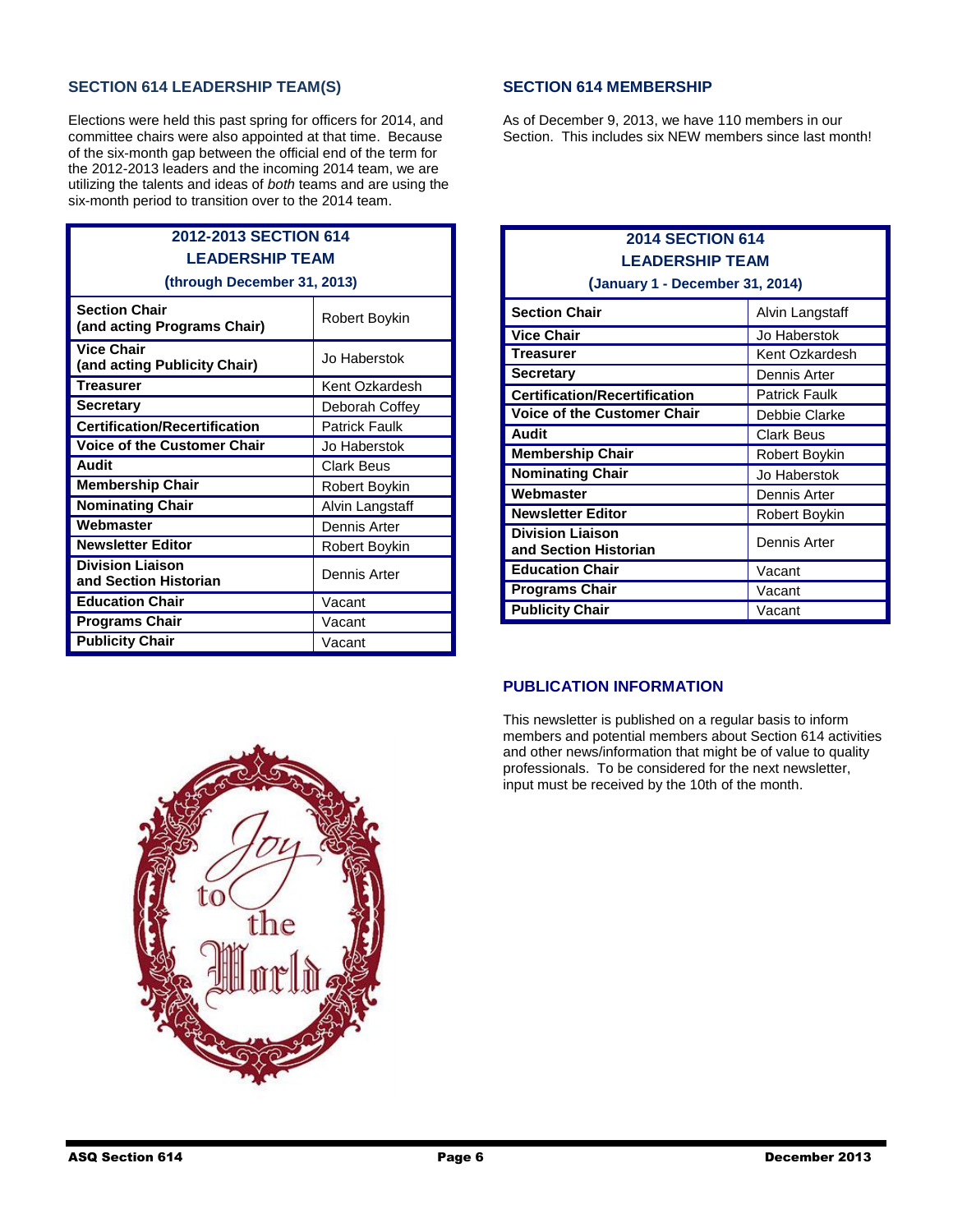## SECTION 614 LEADERSHIP TEAM(S)

Elections were held this past spring for officers for 2014, and committee chairs were also appointed at that time. Because of the six-month gap between the official end of the term for the 2012-2013 leaders and the incoming 2014 team, we are utilizing the talents and ideas of *both* teams and are using the six-month period to transition over to the 2014 team.

| **2012-2013 SECTION 614 LEADERSHIP TEAM (through December 31, 2013)** | |
|---|---|
| **Section Chair (and acting Programs Chair)** | Robert Boykin |
| **Vice Chair (and acting Publicity Chair)** | Jo Haberstok |
| **Treasurer** | Kent Ozkardesh |
| **Secretary** | Deborah Coffey |
| **Certification/Recertification** | Patrick Faulk |
| **Voice of the Customer Chair** | Jo Haberstok |
| **Audit** | Clark Beus |
| **Membership Chair** | Robert Boykin |
| **Nominating Chair** | Alvin Langstaff |
| **Webmaster** | Dennis Arter |
| **Newsletter Editor** | Robert Boykin |
| **Division Liaison and Section Historian** | Dennis Arter |
| **Education Chair** | Vacant |
| **Programs Chair** | Vacant |
| **Publicity Chair** | Vacant |

## SECTION 614 MEMBERSHIP

As of December 9, 2013, we have 110 members in our Section. This includes six NEW members since last month!

| **2014 SECTION 614 LEADERSHIP TEAM (January 1 - December 31, 2014)** | |
|---|---|
| **Section Chair** | Alvin Langstaff |
| **Vice Chair** | Jo Haberstok |
| **Treasurer** | Kent Ozkardesh |
| **Secretary** | Dennis Arter |
| **Certification/Recertification** | Patrick Faulk |
| **Voice of the Customer Chair** | Debbie Clarke |
| **Audit** | Clark Beus |
| **Membership Chair** | Robert Boykin |
| **Nominating Chair** | Jo Haberstok |
| **Webmaster** | Dennis Arter |
| **Newsletter Editor** | Robert Boykin |
| **Division Liaison and Section Historian** | Dennis Arter |
| **Education Chair** | Vacant |
| **Programs Chair** | Vacant |
| **Publicity Chair** | Vacant |

## PUBLICATION INFORMATION

This newsletter is published on a regular basis to inform members and potential members about Section 614 activities and other news/information that might be of value to quality professionals. To be considered for the next newsletter, input must be received by the 10th of the month.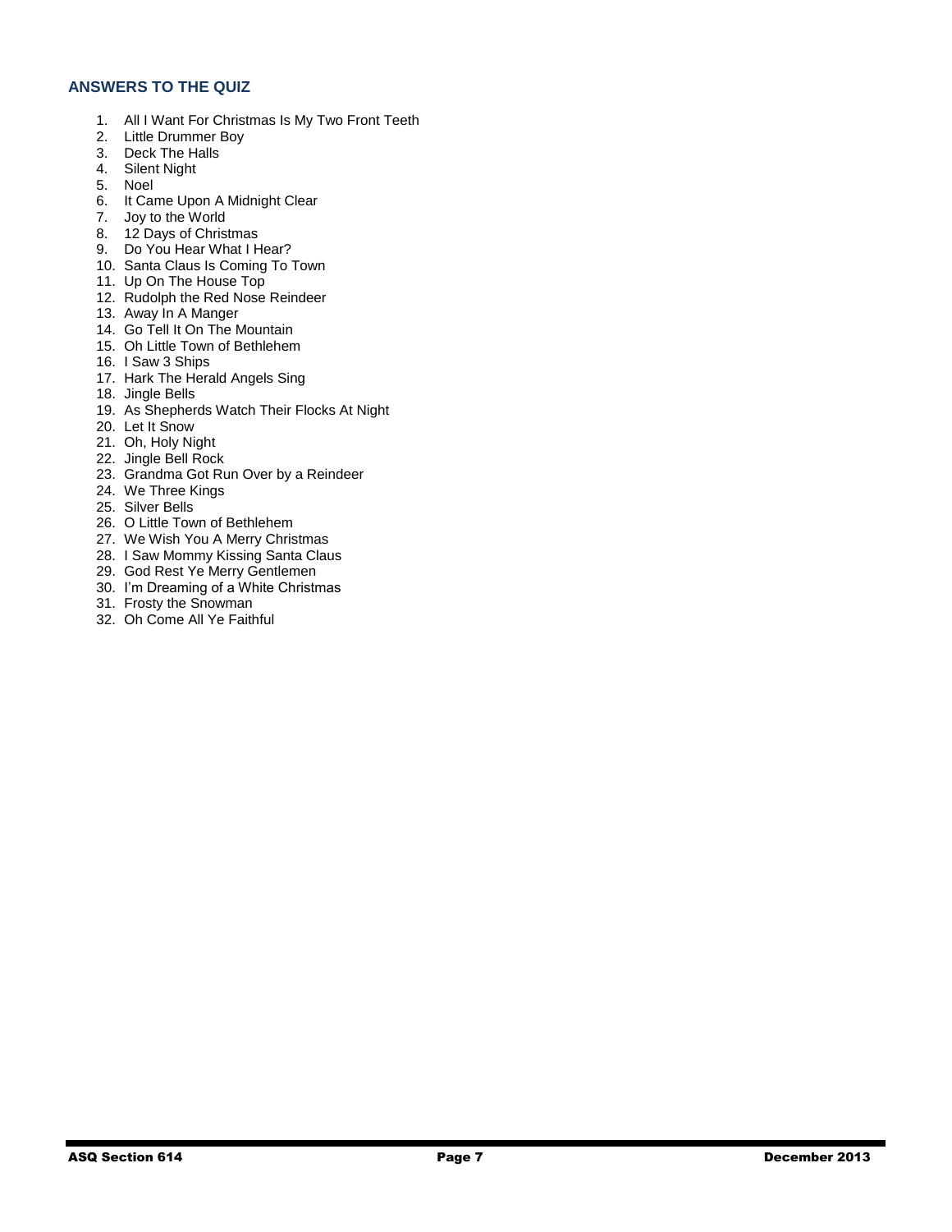## ANSWERS TO THE QUIZ

1. All I Want For Christmas Is My Two Front Teeth
2. Little Drummer Boy
3. Deck The Halls
4. Silent Night
5. Noel
6. It Came Upon A Midnight Clear
7. Joy to the World
8. 12 Days of Christmas
9. Do You Hear What I Hear?
10. Santa Claus Is Coming To Town
11. Up On The House Top
12. Rudolph the Red Nose Reindeer
13. Away In A Manger
14. Go Tell It On The Mountain
15. Oh Little Town of Bethlehem
16. I Saw 3 Ships
17. Hark The Herald Angels Sing
18. Jingle Bells
19. As Shepherds Watch Their Flocks At Night
20. Let It Snow
21. Oh, Holy Night
22. Jingle Bell Rock
23. Grandma Got Run Over by a Reindeer
24. We Three Kings
25. Silver Bells
26. O Little Town of Bethlehem
27. We Wish You A Merry Christmas
28. I Saw Mommy Kissing Santa Claus
29. God Rest Ye Merry Gentlemen
30. I'm Dreaming of a White Christmas
31. Frosty the Snowman
32. Oh Come All Ye Faithful